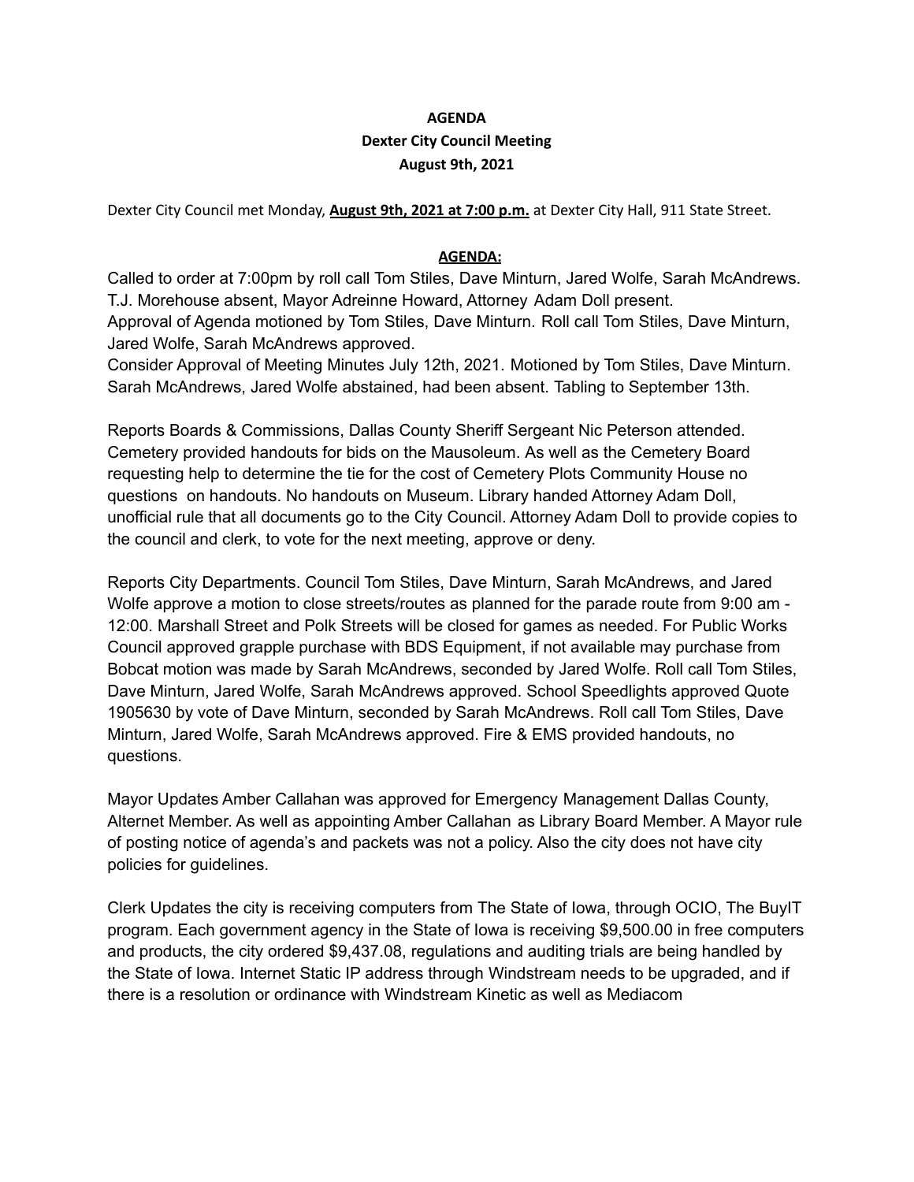**AGENDA**
**Dexter City Council Meeting**
**August 9th, 2021**

Dexter City Council met Monday, **August 9th, 2021 at 7:00 p.m.** at Dexter City Hall, 911 State Street.

**AGENDA:**

Called to order at 7:00pm by roll call Tom Stiles, Dave Minturn, Jared Wolfe, Sarah McAndrews. T.J. Morehouse absent, Mayor Adreinne Howard, Attorney Adam Doll present.
Approval of Agenda motioned by Tom Stiles, Dave Minturn. Roll call Tom Stiles, Dave Minturn, Jared Wolfe, Sarah McAndrews approved.
Consider Approval of Meeting Minutes July 12th, 2021. Motioned by Tom Stiles, Dave Minturn. Sarah McAndrews, Jared Wolfe abstained, had been absent. Tabling to September 13th.

Reports Boards & Commissions, Dallas County Sheriff Sergeant Nic Peterson attended. Cemetery provided handouts for bids on the Mausoleum. As well as the Cemetery Board requesting help to determine the tie for the cost of Cemetery Plots Community House no questions on handouts. No handouts on Museum. Library handed Attorney Adam Doll, unofficial rule that all documents go to the City Council. Attorney Adam Doll to provide copies to the council and clerk, to vote for the next meeting, approve or deny.

Reports City Departments. Council Tom Stiles, Dave Minturn, Sarah McAndrews, and Jared Wolfe approve a motion to close streets/routes as planned for the parade route from 9:00 am - 12:00. Marshall Street and Polk Streets will be closed for games as needed. For Public Works Council approved grapple purchase with BDS Equipment, if not available may purchase from Bobcat motion was made by Sarah McAndrews, seconded by Jared Wolfe. Roll call Tom Stiles, Dave Minturn, Jared Wolfe, Sarah McAndrews approved. School Speedlights approved Quote 1905630 by vote of Dave Minturn, seconded by Sarah McAndrews. Roll call Tom Stiles, Dave Minturn, Jared Wolfe, Sarah McAndrews approved. Fire & EMS provided handouts, no questions.

Mayor Updates Amber Callahan was approved for Emergency Management Dallas County, Alternet Member. As well as appointing Amber Callahan as Library Board Member. A Mayor rule of posting notice of agenda's and packets was not a policy. Also the city does not have city policies for guidelines.

Clerk Updates the city is receiving computers from The State of Iowa, through OCIO, The BuyIT program. Each government agency in the State of Iowa is receiving $9,500.00 in free computers and products, the city ordered $9,437.08, regulations and auditing trials are being handled by the State of Iowa. Internet Static IP address through Windstream needs to be upgraded, and if there is a resolution or ordinance with Windstream Kinetic as well as Mediacom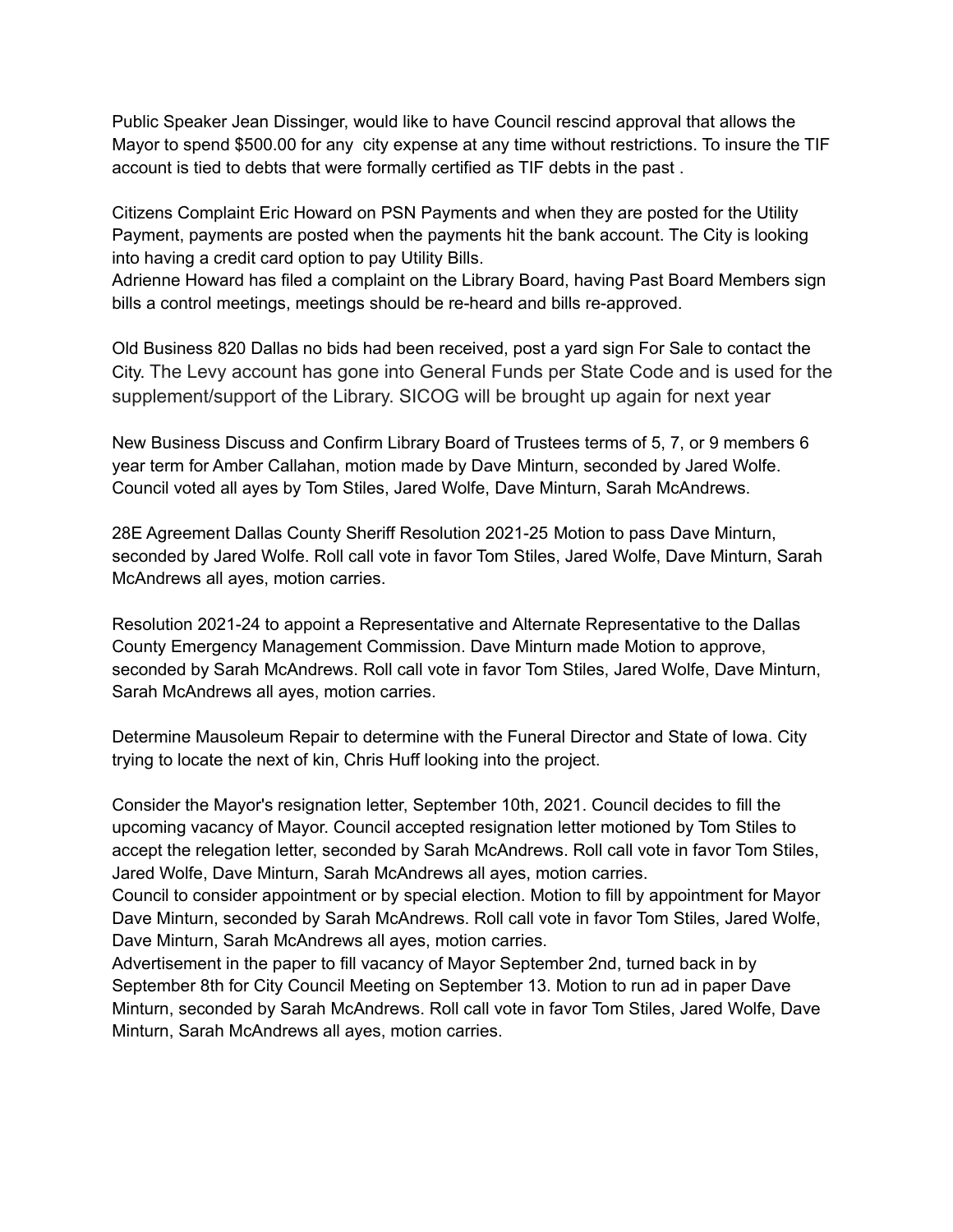Public Speaker Jean Dissinger, would like to have Council rescind approval that allows the Mayor to spend $500.00 for any city expense at any time without restrictions. To insure the TIF account is tied to debts that were formally certified as TIF debts in the past .

Citizens Complaint Eric Howard on PSN Payments and when they are posted for the Utility Payment, payments are posted when the payments hit the bank account. The City is looking into having a credit card option to pay Utility Bills.
Adrienne Howard has filed a complaint on the Library Board, having Past Board Members sign bills a control meetings, meetings should be re-heard and bills re-approved.

Old Business 820 Dallas no bids had been received, post a yard sign For Sale to contact the City. The Levy account has gone into General Funds per State Code and is used for the supplement/support of the Library. SICOG will be brought up again for next year

New Business Discuss and Confirm Library Board of Trustees terms of 5, 7, or 9 members 6 year term for Amber Callahan, motion made by Dave Minturn, seconded by Jared Wolfe. Council voted all ayes by Tom Stiles, Jared Wolfe, Dave Minturn, Sarah McAndrews.

28E Agreement Dallas County Sheriff Resolution 2021-25 Motion to pass Dave Minturn, seconded by Jared Wolfe. Roll call vote in favor Tom Stiles, Jared Wolfe, Dave Minturn, Sarah McAndrews all ayes, motion carries.

Resolution 2021-24 to appoint a Representative and Alternate Representative to the Dallas County Emergency Management Commission. Dave Minturn made Motion to approve, seconded by Sarah McAndrews. Roll call vote in favor Tom Stiles, Jared Wolfe, Dave Minturn, Sarah McAndrews all ayes, motion carries.

Determine Mausoleum Repair to determine with the Funeral Director and State of Iowa. City trying to locate the next of kin, Chris Huff looking into the project.

Consider the Mayor's resignation letter, September 10th, 2021. Council decides to fill the upcoming vacancy of Mayor. Council accepted resignation letter motioned by Tom Stiles to accept the relegation letter, seconded by Sarah McAndrews. Roll call vote in favor Tom Stiles, Jared Wolfe, Dave Minturn, Sarah McAndrews all ayes, motion carries.
Council to consider appointment or by special election. Motion to fill by appointment for Mayor Dave Minturn, seconded by Sarah McAndrews. Roll call vote in favor Tom Stiles, Jared Wolfe, Dave Minturn, Sarah McAndrews all ayes, motion carries.
Advertisement in the paper to fill vacancy of Mayor September 2nd, turned back in by September 8th for City Council Meeting on September 13. Motion to run ad in paper Dave Minturn, seconded by Sarah McAndrews. Roll call vote in favor Tom Stiles, Jared Wolfe, Dave Minturn, Sarah McAndrews all ayes, motion carries.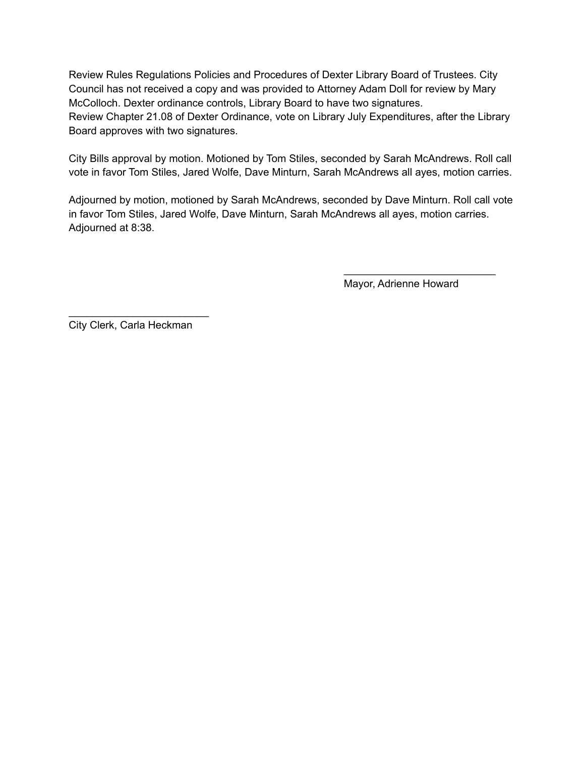Review Rules Regulations Policies and Procedures of Dexter Library Board of Trustees. City Council has not received a copy and was provided to Attorney Adam Doll for review by Mary McColloch. Dexter ordinance controls, Library Board to have two signatures.
Review Chapter 21.08 of Dexter Ordinance, vote on Library July Expenditures, after the Library Board approves with two signatures.

City Bills approval by motion. Motioned by Tom Stiles, seconded by Sarah McAndrews. Roll call vote in favor Tom Stiles, Jared Wolfe, Dave Minturn, Sarah McAndrews all ayes, motion carries.

Adjourned by motion, motioned by Sarah McAndrews, seconded by Dave Minturn. Roll call vote in favor Tom Stiles, Jared Wolfe, Dave Minturn, Sarah McAndrews all ayes, motion carries. Adjourned at 8:38.

___________________________
Mayor, Adrienne Howard

_________________________
City Clerk, Carla Heckman